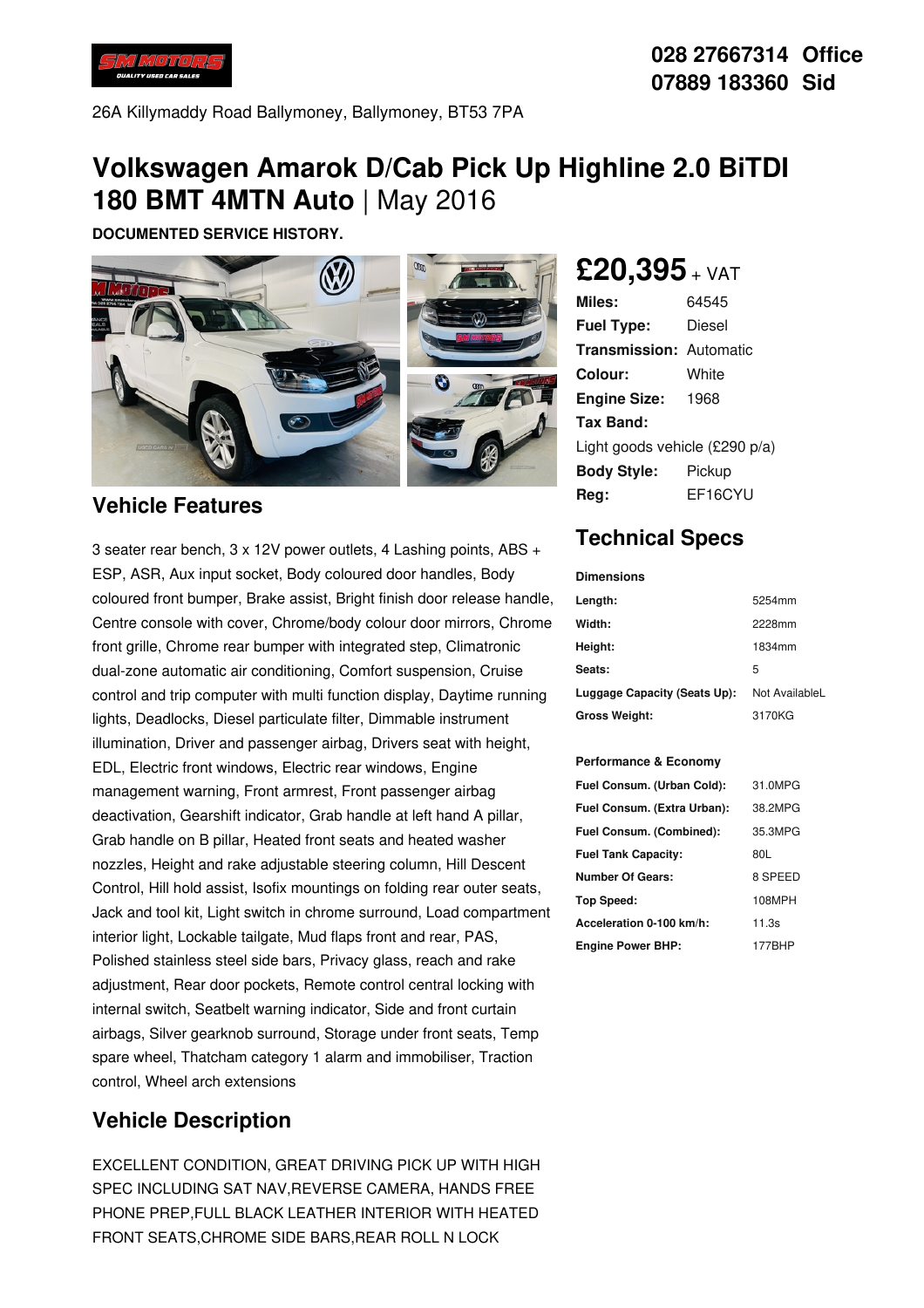028 27667314 Office
07889 183360 Sid

26A Killymaddy Road Ballymoney, Ballymoney, BT53 7PA

# Volkswagen Amarok D/Cab Pick Up Highline 2.0 BiTDI 180 BMT 4MTN Auto | May 2016

**DOCUMENTED SERVICE HISTORY.**

## £20,395 + VAT

| | |
|---|---|
| **Miles:** | 64545 |
| **Fuel Type:** | Diesel |
| **Transmission:** | Automatic |
| **Colour:** | White |
| **Engine Size:** | 1968 |
| **Tax Band:** | Light goods vehicle (£290 p/a) |
| **Body Style:** | Pickup |
| **Reg:** | EF16CYU |

## Vehicle Features

3 seater rear bench, 3 x 12V power outlets, 4 Lashing points, ABS + ESP, ASR, Aux input socket, Body coloured door handles, Body coloured front bumper, Brake assist, Bright finish door release handle, Centre console with cover, Chrome/body colour door mirrors, Chrome front grille, Chrome rear bumper with integrated step, Climatronic dual-zone automatic air conditioning, Comfort suspension, Cruise control and trip computer with multi function display, Daytime running lights, Deadlocks, Diesel particulate filter, Dimmable instrument illumination, Driver and passenger airbag, Drivers seat with height, EDL, Electric front windows, Electric rear windows, Engine management warning, Front armrest, Front passenger airbag deactivation, Gearshift indicator, Grab handle at left hand A pillar, Grab handle on B pillar, Heated front seats and heated washer nozzles, Height and rake adjustable steering column, Hill Descent Control, Hill hold assist, Isofix mountings on folding rear outer seats, Jack and tool kit, Light switch in chrome surround, Load compartment interior light, Lockable tailgate, Mud flaps front and rear, PAS, Polished stainless steel side bars, Privacy glass, reach and rake adjustment, Rear door pockets, Remote control central locking with internal switch, Seatbelt warning indicator, Side and front curtain airbags, Silver gearknob surround, Storage under front seats, Temp spare wheel, Thatcham category 1 alarm and immobiliser, Traction control, Wheel arch extensions

## Technical Specs

**Dimensions**

| | |
|---|---|
| **Length:** | 5254mm |
| **Width:** | 2228mm |
| **Height:** | 1834mm |
| **Seats:** | 5 |
| **Luggage Capacity (Seats Up):** | Not AvailableL |
| **Gross Weight:** | 3170KG |

**Performance & Economy**

| | |
|---|---|
| **Fuel Consum. (Urban Cold):** | 31.0MPG |
| **Fuel Consum. (Extra Urban):** | 38.2MPG |
| **Fuel Consum. (Combined):** | 35.3MPG |
| **Fuel Tank Capacity:** | 80L |
| **Number Of Gears:** | 8 SPEED |
| **Top Speed:** | 108MPH |
| **Acceleration 0-100 km/h:** | 11.3s |
| **Engine Power BHP:** | 177BHP |

## Vehicle Description

EXCELLENT CONDITION, GREAT DRIVING PICK UP WITH HIGH SPEC INCLUDING SAT NAV,REVERSE CAMERA, HANDS FREE PHONE PREP,FULL BLACK LEATHER INTERIOR WITH HEATED FRONT SEATS,CHROME SIDE BARS,REAR ROLL N LOCK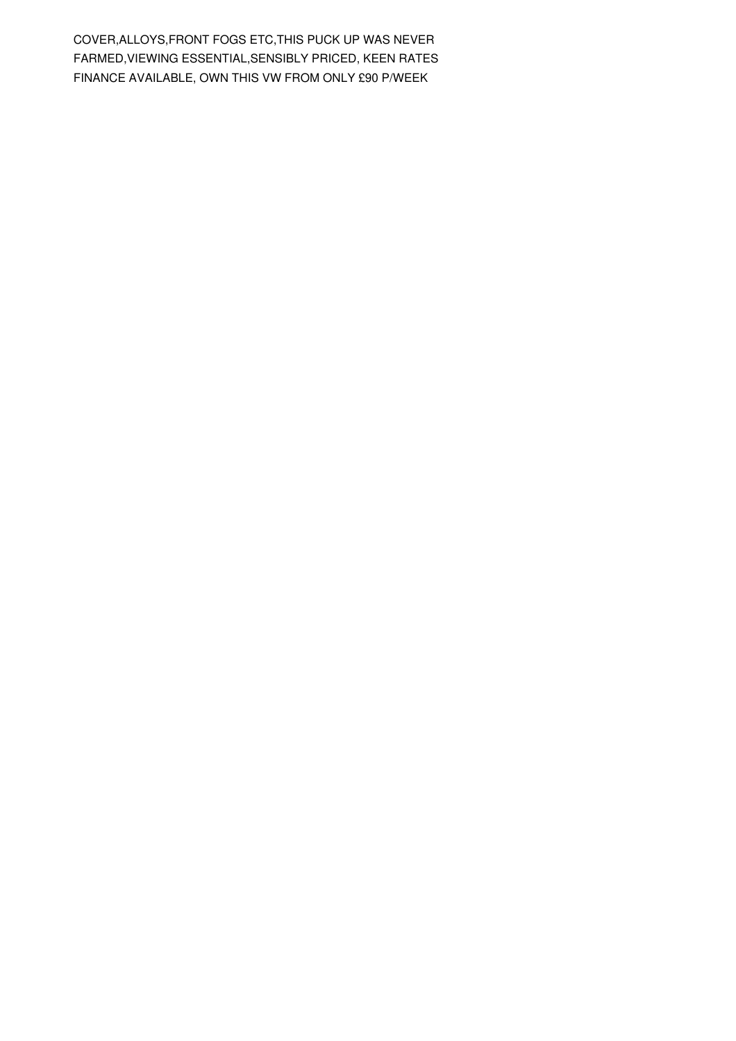COVER,ALLOYS,FRONT FOGS ETC,THIS PUCK UP WAS NEVER FARMED,VIEWING ESSENTIAL,SENSIBLY PRICED, KEEN RATES FINANCE AVAILABLE, OWN THIS VW FROM ONLY £90 P/WEEK